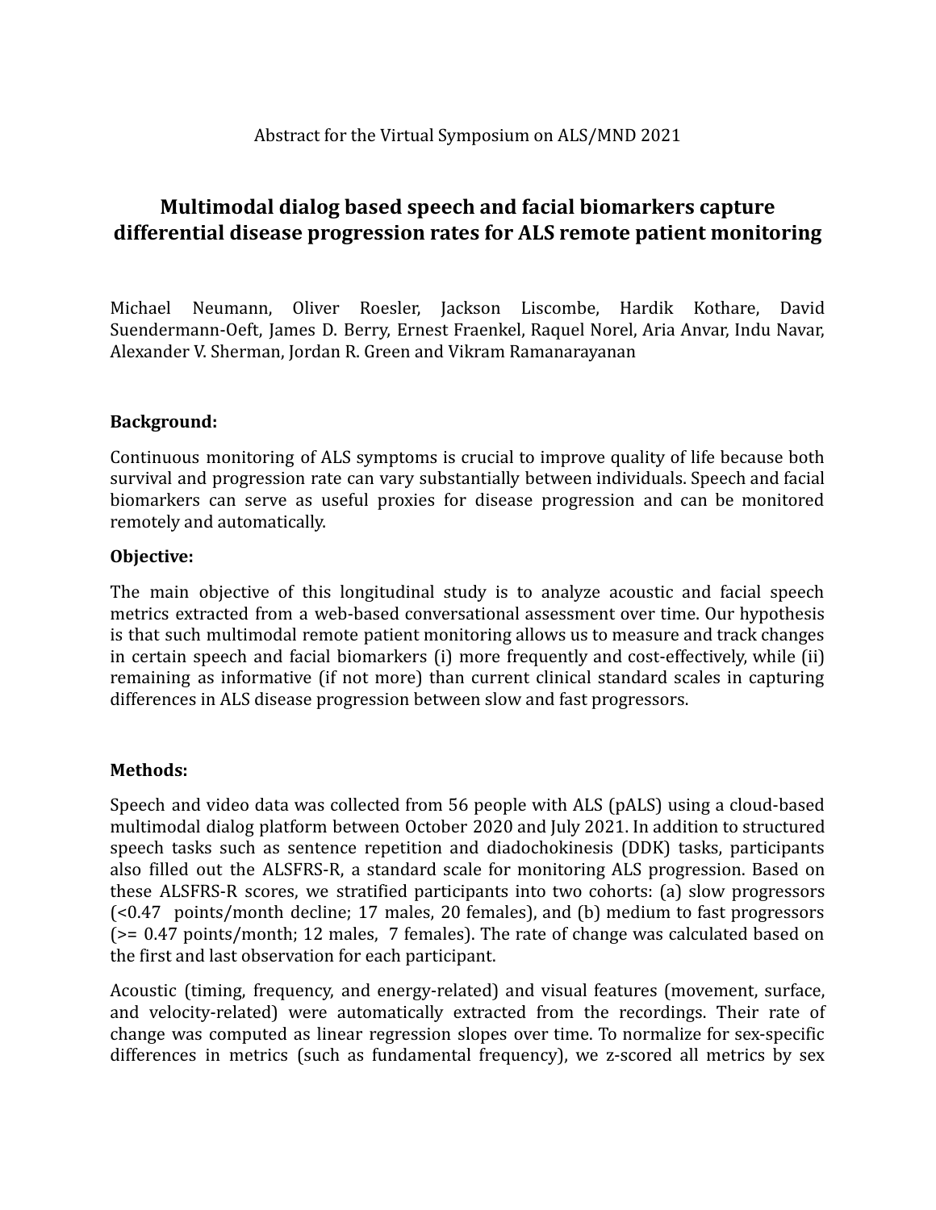Abstract for the Virtual Symposium on ALS/MND 2021

# Multimodal dialog based speech and facial biomarkers capture differential disease progression rates for ALS remote patient monitoring

Michael Neumann, Oliver Roesler, Jackson Liscombe, Hardik Kothare, David Suendermann-Oeft, James D. Berry, Ernest Fraenkel, Raquel Norel, Aria Anvar, Indu Navar, Alexander V. Sherman, Jordan R. Green and Vikram Ramanarayanan

**Background:**

Continuous monitoring of ALS symptoms is crucial to improve quality of life because both survival and progression rate can vary substantially between individuals. Speech and facial biomarkers can serve as useful proxies for disease progression and can be monitored remotely and automatically.

**Objective:**

The main objective of this longitudinal study is to analyze acoustic and facial speech metrics extracted from a web-based conversational assessment over time. Our hypothesis is that such multimodal remote patient monitoring allows us to measure and track changes in certain speech and facial biomarkers (i) more frequently and cost-effectively, while (ii) remaining as informative (if not more) than current clinical standard scales in capturing differences in ALS disease progression between slow and fast progressors.

**Methods:**

Speech and video data was collected from 56 people with ALS (pALS) using a cloud-based multimodal dialog platform between October 2020 and July 2021. In addition to structured speech tasks such as sentence repetition and diadochokinesis (DDK) tasks, participants also filled out the ALSFRS-R, a standard scale for monitoring ALS progression. Based on these ALSFRS-R scores, we stratified participants into two cohorts: (a) slow progressors (<0.47 points/month decline; 17 males, 20 females), and (b) medium to fast progressors (>= 0.47 points/month; 12 males, 7 females). The rate of change was calculated based on the first and last observation for each participant.

Acoustic (timing, frequency, and energy-related) and visual features (movement, surface, and velocity-related) were automatically extracted from the recordings. Their rate of change was computed as linear regression slopes over time. To normalize for sex-specific differences in metrics (such as fundamental frequency), we z-scored all metrics by sex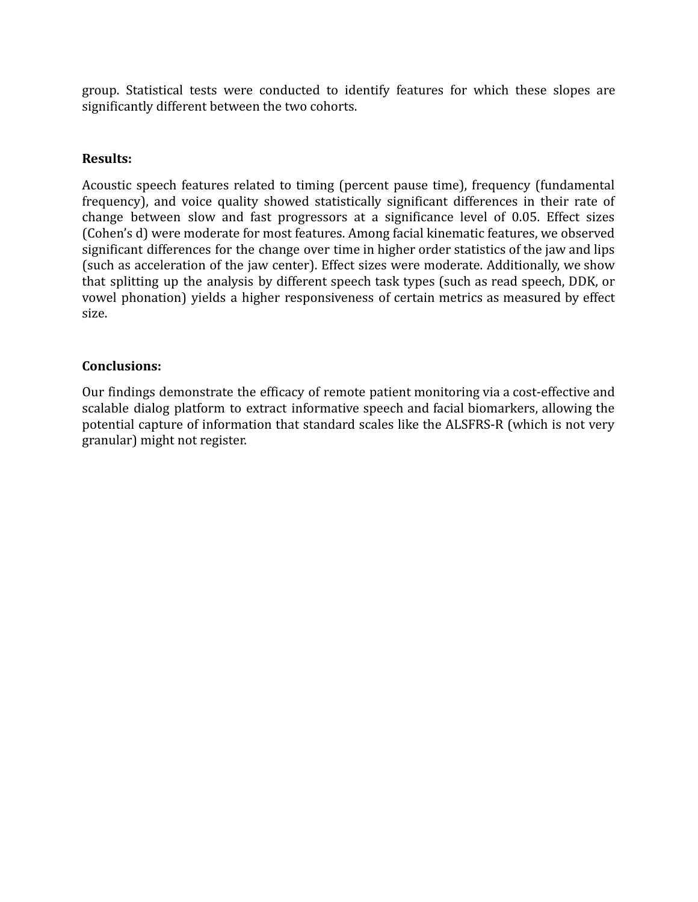group. Statistical tests were conducted to identify features for which these slopes are significantly different between the two cohorts.

**Results:**

Acoustic speech features related to timing (percent pause time), frequency (fundamental frequency), and voice quality showed statistically significant differences in their rate of change between slow and fast progressors at a significance level of 0.05. Effect sizes (Cohen's d) were moderate for most features. Among facial kinematic features, we observed significant differences for the change over time in higher order statistics of the jaw and lips (such as acceleration of the jaw center). Effect sizes were moderate. Additionally, we show that splitting up the analysis by different speech task types (such as read speech, DDK, or vowel phonation) yields a higher responsiveness of certain metrics as measured by effect size.

**Conclusions:**

Our findings demonstrate the efficacy of remote patient monitoring via a cost-effective and scalable dialog platform to extract informative speech and facial biomarkers, allowing the potential capture of information that standard scales like the ALSFRS-R (which is not very granular) might not register.